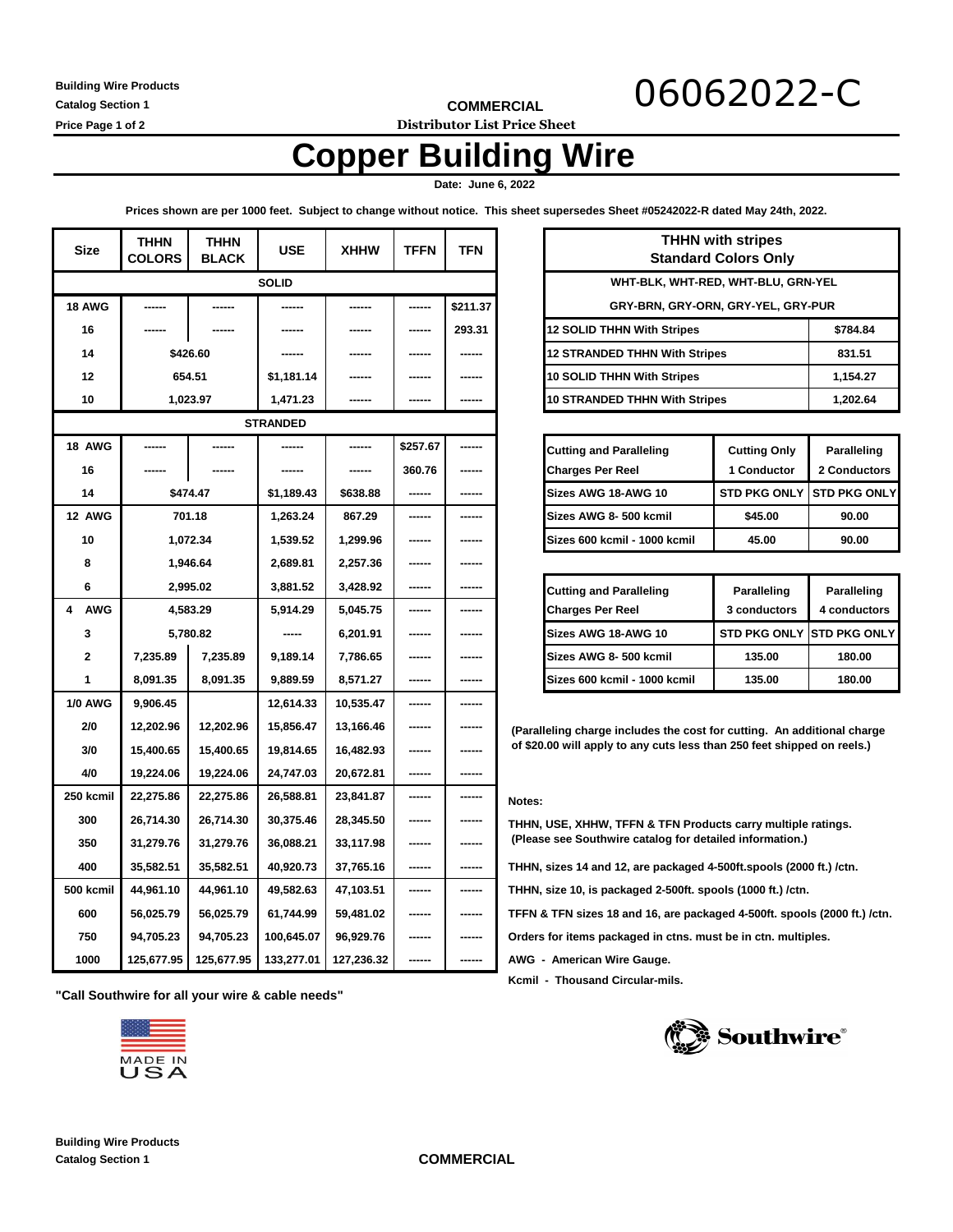Building Wire Products
Catalog Section 1
Price Page 1 of 2

COMMERCIAL
**Distributor List Price Sheet**

06062022-C

# Copper Building Wire

**Date: June 6, 2022**

**Prices shown are per 1000 feet. Subject to change without notice. This sheet supersedes Sheet #05242022-R dated May 24th, 2022.**

| Size | THHN COLORS | THHN BLACK | USE | XHHW | TFFN | TFN |
|---|---|---|---|---|---|---|
| **SOLID** | | | | | | |
| 18 AWG | ------ | ------ | ------ | ------ | ------ | $211.37 |
| 16 | ------ | ------ | ------ | ------ | ------ | 293.31 |
| 14 | $426.60 | | ------ | ------ | ------ | ------ |
| 12 | 654.51 | | $1,181.14 | ------ | ------ | ------ |
| 10 | 1,023.97 | | 1,471.23 | ------ | ------ | ------ |
| **STRANDED** | | | | | | |
| 18 AWG | ------ | ------ | ------ | ------ | $257.67 | ------ |
| 16 | ------ | ------ | ------ | ------ | 360.76 | ------ |
| 14 | $474.47 | | $1,189.43 | $638.88 | ------ | ------ |
| 12 AWG | 701.18 | | 1,263.24 | 867.29 | ------ | ------ |
| 10 | 1,072.34 | | 1,539.52 | 1,299.96 | ------ | ------ |
| 8 | 1,946.64 | | 2,689.81 | 2,257.36 | ------ | ------ |
| 6 | 2,995.02 | | 3,881.52 | 3,428.92 | ------ | ------ |
| 4 AWG | 4,583.29 | | 5,914.29 | 5,045.75 | ------ | ------ |
| 3 | 5,780.82 | | ----- | 6,201.91 | ------ | ------ |
| 2 | 7,235.89 | 7,235.89 | 9,189.14 | 7,786.65 | ------ | ------ |
| 1 | 8,091.35 | 8,091.35 | 9,889.59 | 8,571.27 | ------ | ------ |
| 1/0 AWG | 9,906.45 | | 12,614.33 | 10,535.47 | ------ | ------ |
| 2/0 | 12,202.96 | 12,202.96 | 15,856.47 | 13,166.46 | ------ | ------ |
| 3/0 | 15,400.65 | 15,400.65 | 19,814.65 | 16,482.93 | ------ | ------ |
| 4/0 | 19,224.06 | 19,224.06 | 24,747.03 | 20,672.81 | ------ | ------ |
| 250 kcmil | 22,275.86 | 22,275.86 | 26,588.81 | 23,841.87 | ------ | ------ |
| 300 | 26,714.30 | 26,714.30 | 30,375.46 | 28,345.50 | ------ | ------ |
| 350 | 31,279.76 | 31,279.76 | 36,088.21 | 33,117.98 | ------ | ------ |
| 400 | 35,582.51 | 35,582.51 | 40,920.73 | 37,765.16 | ------ | ------ |
| 500 kcmil | 44,961.10 | 44,961.10 | 49,582.63 | 47,103.51 | ------ | ------ |
| 600 | 56,025.79 | 56,025.79 | 61,744.99 | 59,481.02 | ------ | ------ |
| 750 | 94,705.23 | 94,705.23 | 100,645.07 | 96,929.76 | ------ | ------ |
| 1000 | 125,677.95 | 125,677.95 | 133,277.01 | 127,236.32 | ------ | ------ |

| THHN with stripes Standard Colors Only | |
|---|---|
| WHT-BLK, WHT-RED, WHT-BLU, GRN-YEL | |
| GRY-BRN, GRY-ORN, GRY-YEL, GRY-PUR | |
| 12 SOLID THHN With Stripes | $784.84 |
| 12 STRANDED THHN With Stripes | 831.51 |
| 10 SOLID THHN With Stripes | 1,154.27 |
| 10 STRANDED THHN With Stripes | 1,202.64 |

| Cutting and Paralleling Charges Per Reel | Cutting Only 1 Conductor | Paralleling 2 Conductors |
|---|---|---|
| Sizes AWG 18-AWG 10 | STD PKG ONLY | STD PKG ONLY |
| Sizes AWG 8- 500 kcmil | $45.00 | 90.00 |
| Sizes 600 kcmil - 1000 kcmil | 45.00 | 90.00 |

| Cutting and Paralleling Charges Per Reel | Paralleling 3 conductors | Paralleling 4 conductors |
|---|---|---|
| Sizes AWG 18-AWG 10 | STD PKG ONLY | STD PKG ONLY |
| Sizes AWG 8- 500 kcmil | 135.00 | 180.00 |
| Sizes 600 kcmil - 1000 kcmil | 135.00 | 180.00 |

(Paralleling charge includes the cost for cutting. An additional charge of $20.00 will apply to any cuts less than 250 feet shipped on reels.)

**Notes:**

THHN, USE, XHHW, TFFN & TFN Products carry multiple ratings.
(Please see Southwire catalog for detailed information.)

THHN, sizes 14 and 12, are packaged 4-500ft.spools (2000 ft.) /ctn.

THHN, size 10, is packaged 2-500ft. spools (1000 ft.) /ctn.

TFFN & TFN sizes 18 and 16, are packaged 4-500ft. spools (2000 ft.) /ctn.

Orders for items packaged in ctns. must be in ctn. multiples.

AWG - American Wire Gauge.

Kcmil - Thousand Circular-mils.

**"Call Southwire for all your wire & cable needs"**

MADE IN USA

Southwire®

Building Wire Products
Catalog Section 1

COMMERCIAL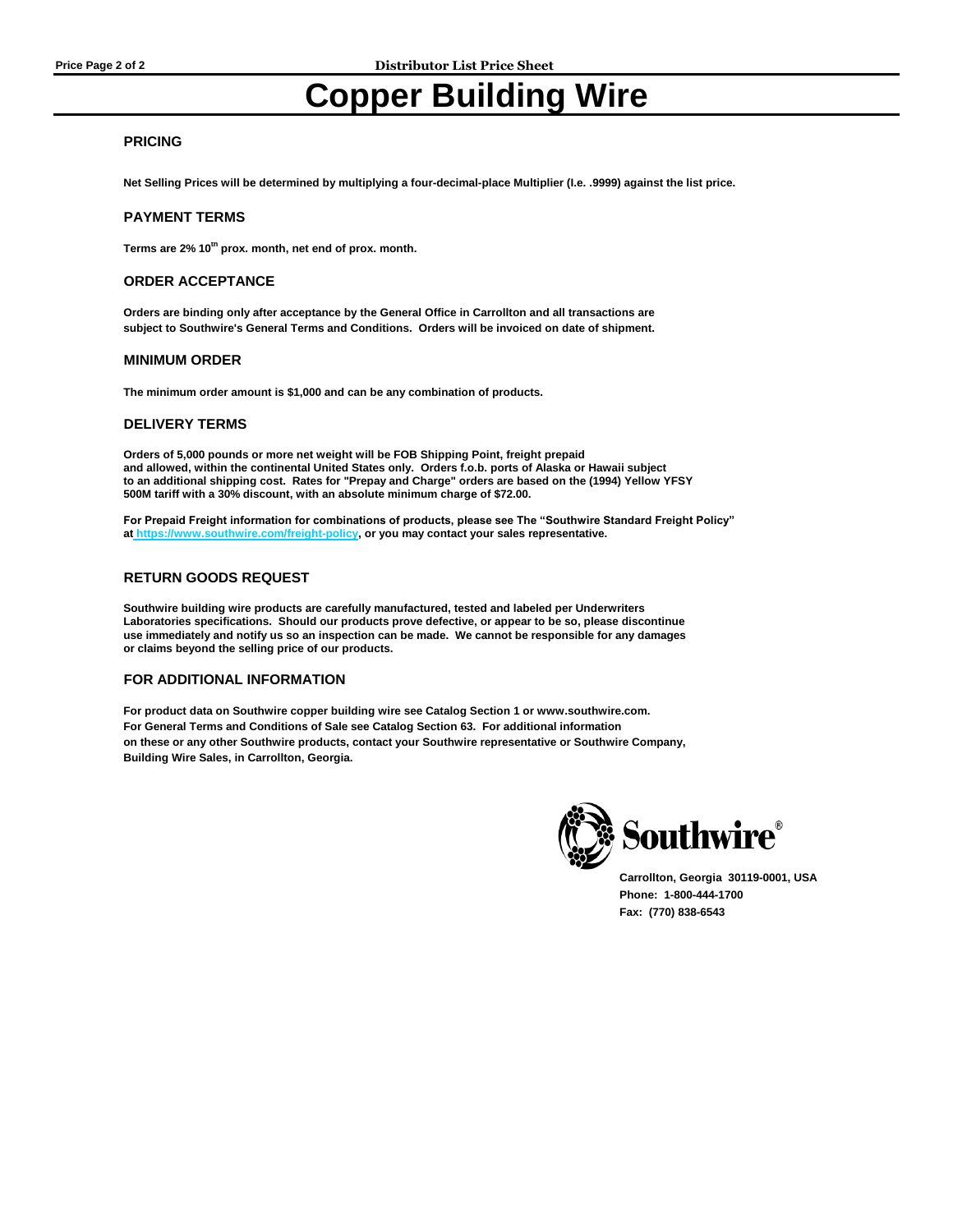# Copper Building Wire

## PRICING

**Net Selling Prices will be determined by multiplying a four-decimal-place Multiplier (I.e. .9999) against the list price.**

## PAYMENT TERMS

**Terms are 2% 10th prox. month, net end of prox. month.**

## ORDER ACCEPTANCE

**Orders are binding only after acceptance by the General Office in Carrollton and all transactions are subject to Southwire's General Terms and Conditions. Orders will be invoiced on date of shipment.**

## MINIMUM ORDER

**The minimum order amount is $1,000 and can be any combination of products.**

## DELIVERY TERMS

**Orders of 5,000 pounds or more net weight will be FOB Shipping Point, freight prepaid and allowed, within the continental United States only. Orders f.o.b. ports of Alaska or Hawaii subject to an additional shipping cost. Rates for "Prepay and Charge" orders are based on the (1994) Yellow YFSY 500M tariff with a 30% discount, with an absolute minimum charge of $72.00.**

**For Prepaid Freight information for combinations of products, please see The "Southwire Standard Freight Policy" at https://www.southwire.com/freight-policy, or you may contact your sales representative.**

## RETURN GOODS REQUEST

**Southwire building wire products are carefully manufactured, tested and labeled per Underwriters Laboratories specifications. Should our products prove defective, or appear to be so, please discontinue use immediately and notify us so an inspection can be made. We cannot be responsible for any damages or claims beyond the selling price of our products.**

## FOR ADDITIONAL INFORMATION

**For product data on Southwire copper building wire see Catalog Section 1 or www.southwire.com. For General Terms and Conditions of Sale see Catalog Section 63. For additional information on these or any other Southwire products, contact your Southwire representative or Southwire Company, Building Wire Sales, in Carrollton, Georgia.**

**Southwire®**

**Carrollton, Georgia 30119-0001, USA**
**Phone: 1-800-444-1700**
**Fax: (770) 838-6543**